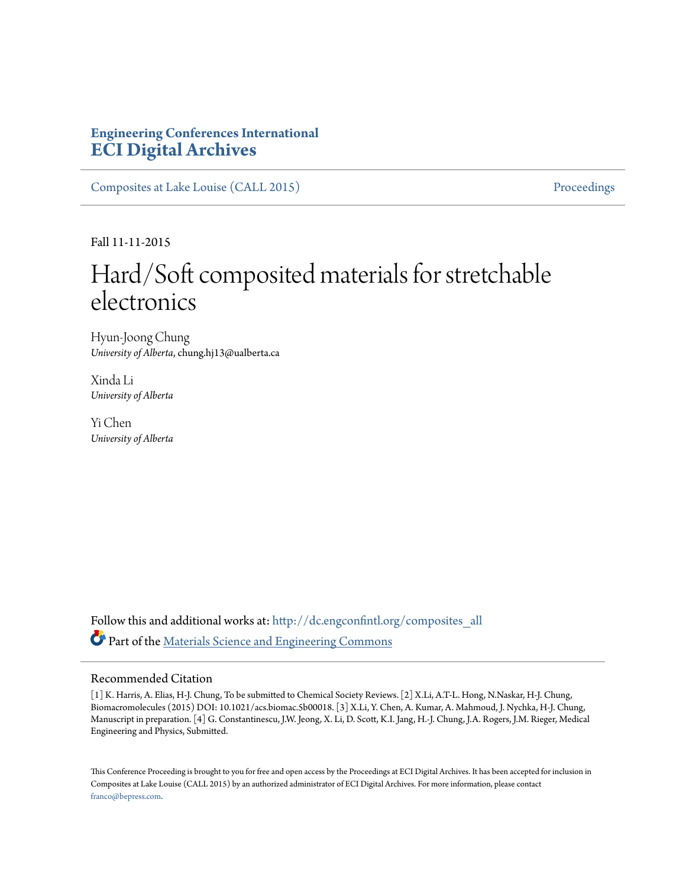**Engineering Conferences International**
**ECI Digital Archives**

Composites at Lake Louise (CALL 2015) | Proceedings

Fall 11-11-2015

# Hard/Soft composited materials for stretchable electronics

Hyun-Joong Chung
*University of Alberta*, chung.hj13@ualberta.ca

Xinda Li
*University of Alberta*

Yi Chen
*University of Alberta*

Follow this and additional works at: http://dc.engconfintl.org/composites_all

Part of the Materials Science and Engineering Commons

## Recommended Citation

[1] K. Harris, A. Elias, H-J. Chung, To be submitted to Chemical Society Reviews. [2] X.Li, A.T-L. Hong, N.Naskar, H-J. Chung, Biomacromolecules (2015) DOI: 10.1021/acs.biomac.5b00018. [3] X.Li, Y. Chen, A. Kumar, A. Mahmoud, J. Nychka, H-J. Chung, Manuscript in preparation. [4] G. Constantinescu, J.W. Jeong, X. Li, D. Scott, K.I. Jang, H.-J. Chung, J.A. Rogers, J.M. Rieger, Medical Engineering and Physics, Submitted.

This Conference Proceeding is brought to you for free and open access by the Proceedings at ECI Digital Archives. It has been accepted for inclusion in Composites at Lake Louise (CALL 2015) by an authorized administrator of ECI Digital Archives. For more information, please contact franco@bepress.com.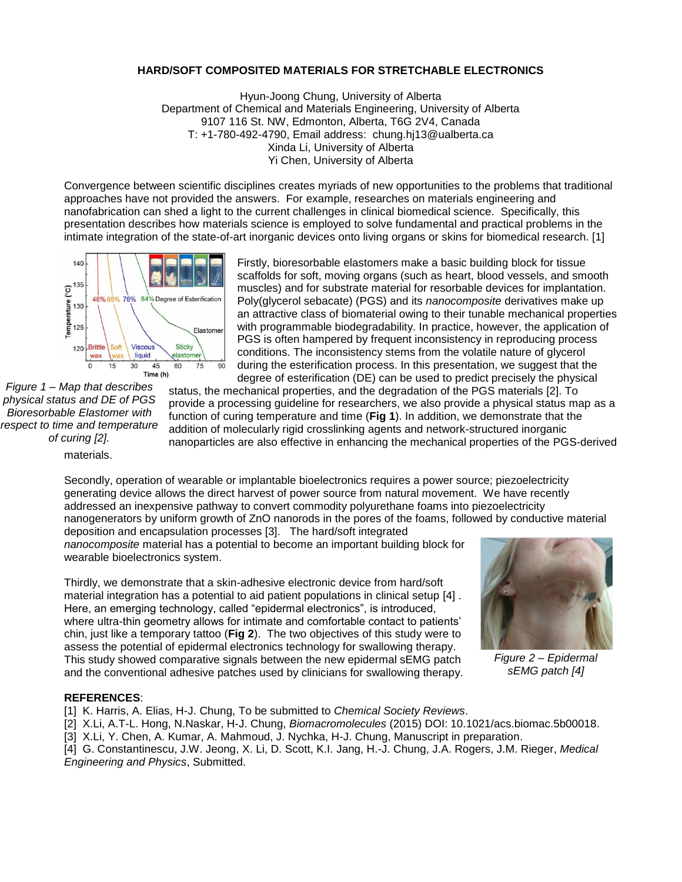# HARD/SOFT COMPOSITED MATERIALS FOR STRETCHABLE ELECTRONICS

Hyun-Joong Chung, University of Alberta
Department of Chemical and Materials Engineering, University of Alberta
9107 116 St. NW, Edmonton, Alberta, T6G 2V4, Canada
T: +1-780-492-4790, Email address: chung.hj13@ualberta.ca
Xinda Li, University of Alberta
Yi Chen, University of Alberta

Convergence between scientific disciplines creates myriads of new opportunities to the problems that traditional approaches have not provided the answers. For example, researches on materials engineering and nanofabrication can shed a light to the current challenges in clinical biomedical science. Specifically, this presentation describes how materials science is employed to solve fundamental and practical problems in the intimate integration of the state-of-art inorganic devices onto living organs or skins for biomedical research. [1]

140
135
130
125
120
Temperature (°C)
0 15 30 45 60 75 90
Time (h)
46% 65% 76% 84% Degree of Esterification
Brittle wax
Soft wax
Viscous liquid
Sticky elastomer
Elastomer

*Figure 1 – Map that describes physical status and DE of PGS Bioresorbable Elastomer with respect to time and temperature of curing [2].*

Firstly, bioresorbable elastomers make a basic building block for tissue scaffolds for soft, moving organs (such as heart, blood vessels, and smooth muscles) and for substrate material for resorbable devices for implantation. Poly(glycerol sebacate) (PGS) and its *nanocomposite* derivatives make up an attractive class of biomaterial owing to their tunable mechanical properties with programmable biodegradability. In practice, however, the application of PGS is often hampered by frequent inconsistency in reproducing process conditions. The inconsistency stems from the volatile nature of glycerol during the esterification process. In this presentation, we suggest that the degree of esterification (DE) can be used to predict precisely the physical status, the mechanical properties, and the degradation of the PGS materials [2]. To provide a processing guideline for researchers, we also provide a physical status map as a function of curing temperature and time (**Fig 1**). In addition, we demonstrate that the addition of molecularly rigid crosslinking agents and network-structured inorganic nanoparticles are also effective in enhancing the mechanical properties of the PGS-derived materials.

Secondly, operation of wearable or implantable bioelectronics requires a power source; piezoelectricity generating device allows the direct harvest of power source from natural movement. We have recently addressed an inexpensive pathway to convert commodity polyurethane foams into piezoelectricity nanogenerators by uniform growth of ZnO nanorods in the pores of the foams, followed by conductive material deposition and encapsulation processes [3]. The hard/soft integrated *nanocomposite* material has a potential to become an important building block for wearable bioelectronics system.

Thirdly, we demonstrate that a skin-adhesive electronic device from hard/soft material integration has a potential to aid patient populations in clinical setup [4] . Here, an emerging technology, called "epidermal electronics", is introduced, where ultra-thin geometry allows for intimate and comfortable contact to patients' chin, just like a temporary tattoo (**Fig 2**). The two objectives of this study were to assess the potential of epidermal electronics technology for swallowing therapy. This study showed comparative signals between the new epidermal sEMG patch and the conventional adhesive patches used by clinicians for swallowing therapy.

*Figure 2 – Epidermal sEMG patch [4]*

**REFERENCES**:

[1] K. Harris, A. Elias, H-J. Chung, To be submitted to *Chemical Society Reviews*.
[2] X.Li, A.T-L. Hong, N.Naskar, H-J. Chung, *Biomacromolecules* (2015) DOI: 10.1021/acs.biomac.5b00018.
[3] X.Li, Y. Chen, A. Kumar, A. Mahmoud, J. Nychka, H-J. Chung, Manuscript in preparation.
[4] G. Constantinescu, J.W. Jeong, X. Li, D. Scott, K.I. Jang, H.-J. Chung, J.A. Rogers, J.M. Rieger, *Medical Engineering and Physics*, Submitted.